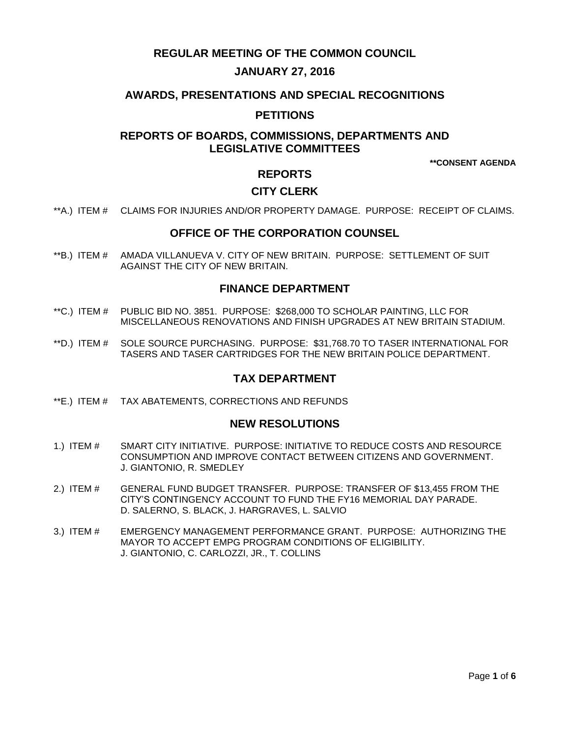# REGULAR MEETING OF THE COMMON COUNCIL

## JANUARY 27, 2016

## AWARDS, PRESENTATIONS AND SPECIAL RECOGNITIONS

## PETITIONS

## REPORTS OF BOARDS, COMMISSIONS, DEPARTMENTS AND LEGISLATIVE COMMITTEES

**\*\*CONSENT AGENDA**

## REPORTS

### CITY CLERK

\*\*A.) ITEM # CLAIMS FOR INJURIES AND/OR PROPERTY DAMAGE. PURPOSE: RECEIPT OF CLAIMS.

### OFFICE OF THE CORPORATION COUNSEL

\*\*B.) ITEM # AMADA VILLANUEVA V. CITY OF NEW BRITAIN. PURPOSE: SETTLEMENT OF SUIT AGAINST THE CITY OF NEW BRITAIN.

### FINANCE DEPARTMENT

\*\*C.) ITEM # PUBLIC BID NO. 3851. PURPOSE: $268,000 TO SCHOLAR PAINTING, LLC FOR MISCELLANEOUS RENOVATIONS AND FINISH UPGRADES AT NEW BRITAIN STADIUM.

\*\*D.) ITEM # SOLE SOURCE PURCHASING. PURPOSE: $31,768.70 TO TASER INTERNATIONAL FOR TASERS AND TASER CARTRIDGES FOR THE NEW BRITAIN POLICE DEPARTMENT.

### TAX DEPARTMENT

\*\*E.) ITEM # TAX ABATEMENTS, CORRECTIONS AND REFUNDS

### NEW RESOLUTIONS

1.) ITEM # SMART CITY INITIATIVE. PURPOSE: INITIATIVE TO REDUCE COSTS AND RESOURCE CONSUMPTION AND IMPROVE CONTACT BETWEEN CITIZENS AND GOVERNMENT.
J. GIANTONIO, R. SMEDLEY

2.) ITEM # GENERAL FUND BUDGET TRANSFER. PURPOSE: TRANSFER OF $13,455 FROM THE CITY'S CONTINGENCY ACCOUNT TO FUND THE FY16 MEMORIAL DAY PARADE.
D. SALERNO, S. BLACK, J. HARGRAVES, L. SALVIO

3.) ITEM # EMERGENCY MANAGEMENT PERFORMANCE GRANT. PURPOSE: AUTHORIZING THE MAYOR TO ACCEPT EMPG PROGRAM CONDITIONS OF ELIGIBILITY.
J. GIANTONIO, C. CARLOZZI, JR., T. COLLINS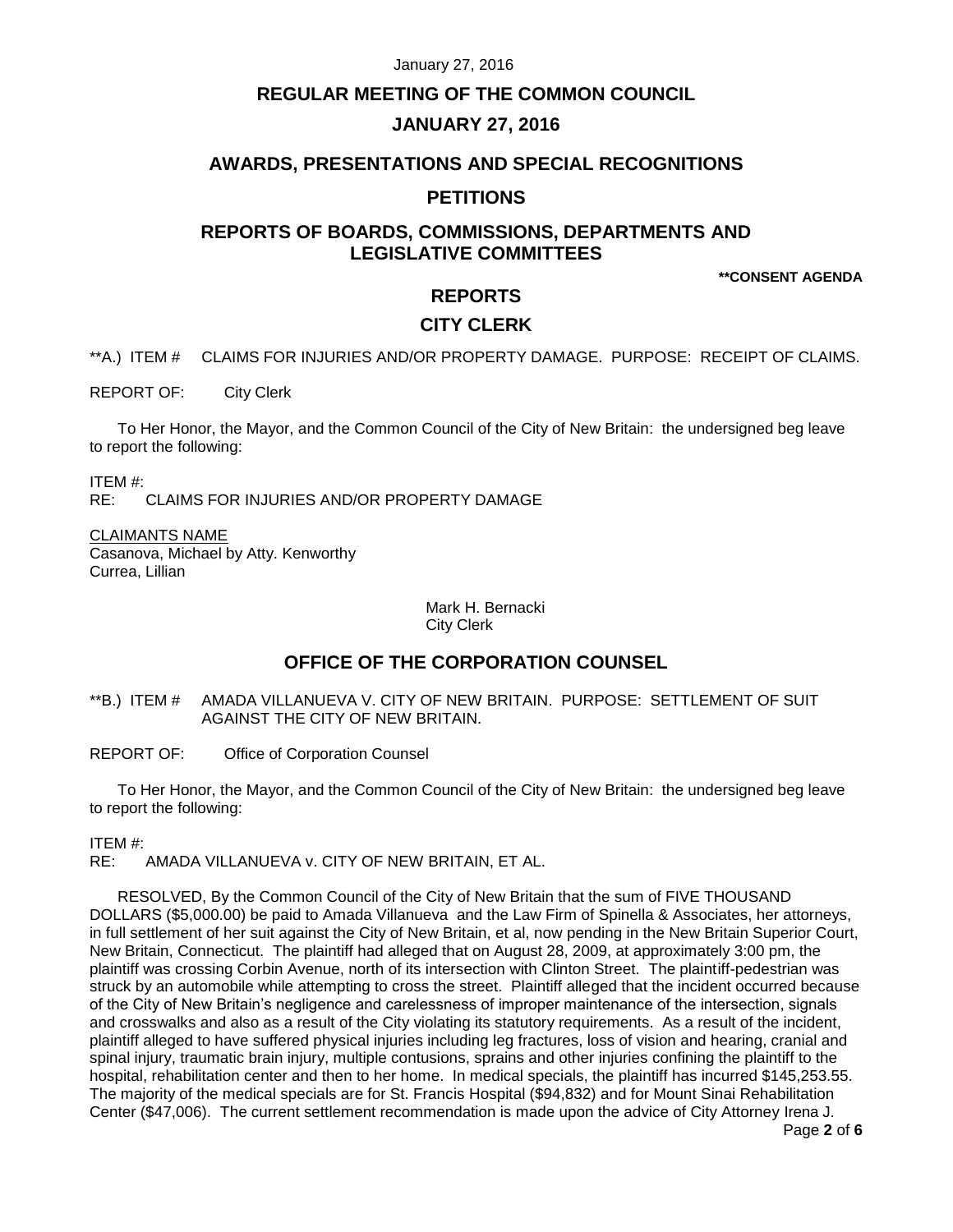# REGULAR MEETING OF THE COMMON COUNCIL

# JANUARY 27, 2016

## AWARDS, PRESENTATIONS AND SPECIAL RECOGNITIONS

## PETITIONS

## REPORTS OF BOARDS, COMMISSIONS, DEPARTMENTS AND LEGISLATIVE COMMITTEES

**\*\*CONSENT AGENDA**

## REPORTS

## CITY CLERK

**A.) ITEM # CLAIMS FOR INJURIES AND/OR PROPERTY DAMAGE. PURPOSE: RECEIPT OF CLAIMS.

REPORT OF: City Clerk

To Her Honor, the Mayor, and the Common Council of the City of New Britain: the undersigned beg leave to report the following:

ITEM #:
RE: CLAIMS FOR INJURIES AND/OR PROPERTY DAMAGE

CLAIMANTS NAME
Casanova, Michael by Atty. Kenworthy
Currea, Lillian

Mark H. Bernacki
City Clerk

## OFFICE OF THE CORPORATION COUNSEL

**B.) ITEM # AMADA VILLANUEVA V. CITY OF NEW BRITAIN. PURPOSE: SETTLEMENT OF SUIT AGAINST THE CITY OF NEW BRITAIN.

REPORT OF: Office of Corporation Counsel

To Her Honor, the Mayor, and the Common Council of the City of New Britain: the undersigned beg leave to report the following:

ITEM #:
RE: AMADA VILLANUEVA v. CITY OF NEW BRITAIN, ET AL.

RESOLVED, By the Common Council of the City of New Britain that the sum of FIVE THOUSAND DOLLARS ($5,000.00) be paid to Amada Villanueva and the Law Firm of Spinella & Associates, her attorneys, in full settlement of her suit against the City of New Britain, et al, now pending in the New Britain Superior Court, New Britain, Connecticut. The plaintiff had alleged that on August 28, 2009, at approximately 3:00 pm, the plaintiff was crossing Corbin Avenue, north of its intersection with Clinton Street. The plaintiff-pedestrian was struck by an automobile while attempting to cross the street. Plaintiff alleged that the incident occurred because of the City of New Britain's negligence and carelessness of improper maintenance of the intersection, signals and crosswalks and also as a result of the City violating its statutory requirements. As a result of the incident, plaintiff alleged to have suffered physical injuries including leg fractures, loss of vision and hearing, cranial and spinal injury, traumatic brain injury, multiple contusions, sprains and other injuries confining the plaintiff to the hospital, rehabilitation center and then to her home. In medical specials, the plaintiff has incurred $145,253.55. The majority of the medical specials are for St. Francis Hospital ($94,832) and for Mount Sinai Rehabilitation Center ($47,006). The current settlement recommendation is made upon the advice of City Attorney Irena J.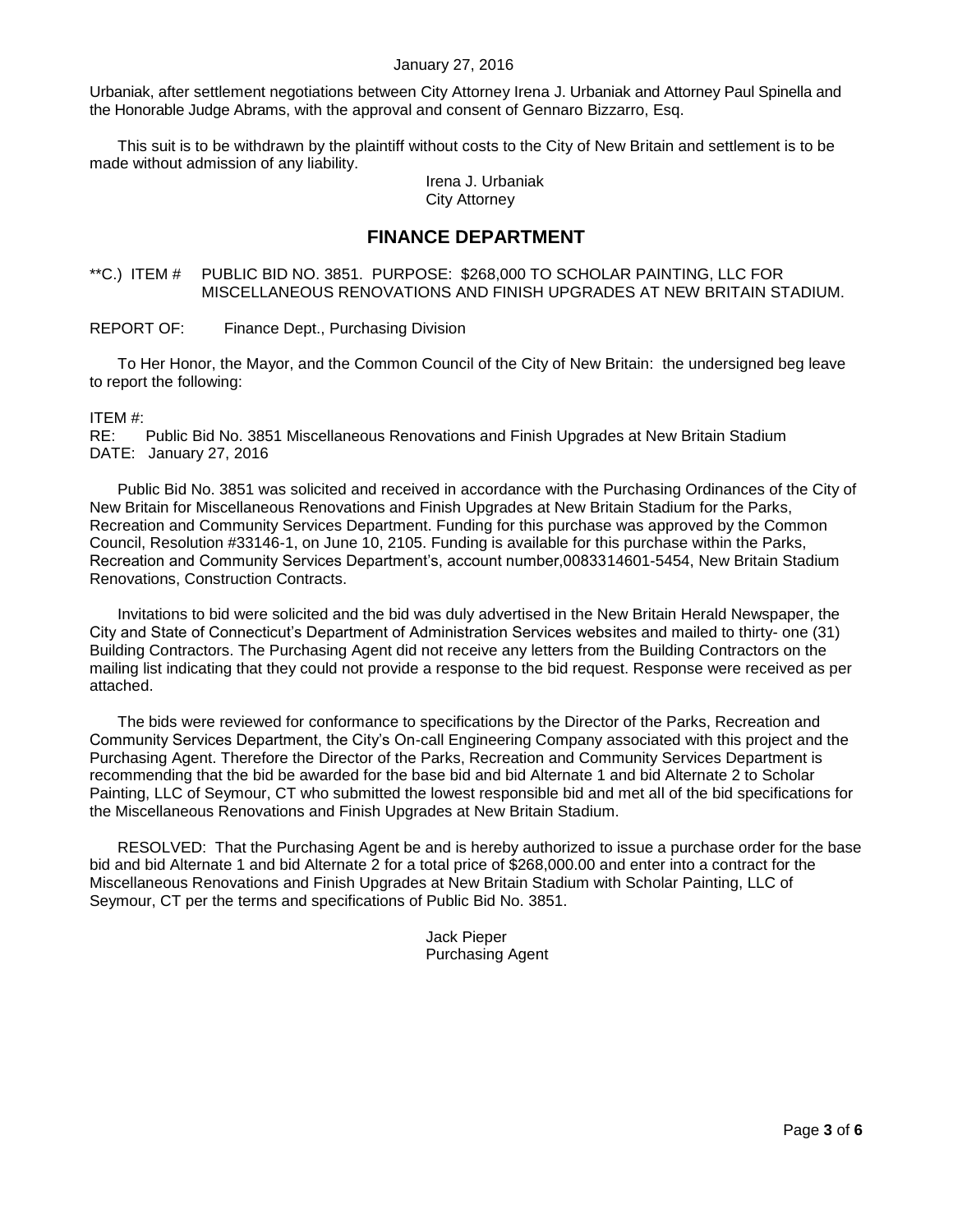Urbaniak, after settlement negotiations between City Attorney Irena J. Urbaniak and Attorney Paul Spinella and the Honorable Judge Abrams, with the approval and consent of Gennaro Bizzarro, Esq.

This suit is to be withdrawn by the plaintiff without costs to the City of New Britain and settlement is to be made without admission of any liability.

Irena J. Urbaniak
City Attorney

## FINANCE DEPARTMENT

**C.) ITEM # PUBLIC BID NO. 3851. PURPOSE: $268,000 TO SCHOLAR PAINTING, LLC FOR MISCELLANEOUS RENOVATIONS AND FINISH UPGRADES AT NEW BRITAIN STADIUM.

REPORT OF: Finance Dept., Purchasing Division

To Her Honor, the Mayor, and the Common Council of the City of New Britain: the undersigned beg leave to report the following:

ITEM #:
RE: Public Bid No. 3851 Miscellaneous Renovations and Finish Upgrades at New Britain Stadium
DATE: January 27, 2016

Public Bid No. 3851 was solicited and received in accordance with the Purchasing Ordinances of the City of New Britain for Miscellaneous Renovations and Finish Upgrades at New Britain Stadium for the Parks, Recreation and Community Services Department. Funding for this purchase was approved by the Common Council, Resolution #33146-1, on June 10, 2105. Funding is available for this purchase within the Parks, Recreation and Community Services Department's, account number,0083314601-5454, New Britain Stadium Renovations, Construction Contracts.

Invitations to bid were solicited and the bid was duly advertised in the New Britain Herald Newspaper, the City and State of Connecticut's Department of Administration Services websites and mailed to thirty- one (31) Building Contractors. The Purchasing Agent did not receive any letters from the Building Contractors on the mailing list indicating that they could not provide a response to the bid request. Response were received as per attached.

The bids were reviewed for conformance to specifications by the Director of the Parks, Recreation and Community Services Department, the City's On-call Engineering Company associated with this project and the Purchasing Agent. Therefore the Director of the Parks, Recreation and Community Services Department is recommending that the bid be awarded for the base bid and bid Alternate 1 and bid Alternate 2 to Scholar Painting, LLC of Seymour, CT who submitted the lowest responsible bid and met all of the bid specifications for the Miscellaneous Renovations and Finish Upgrades at New Britain Stadium.

RESOLVED: That the Purchasing Agent be and is hereby authorized to issue a purchase order for the base bid and bid Alternate 1 and bid Alternate 2 for a total price of $268,000.00 and enter into a contract for the Miscellaneous Renovations and Finish Upgrades at New Britain Stadium with Scholar Painting, LLC of Seymour, CT per the terms and specifications of Public Bid No. 3851.

Jack Pieper
Purchasing Agent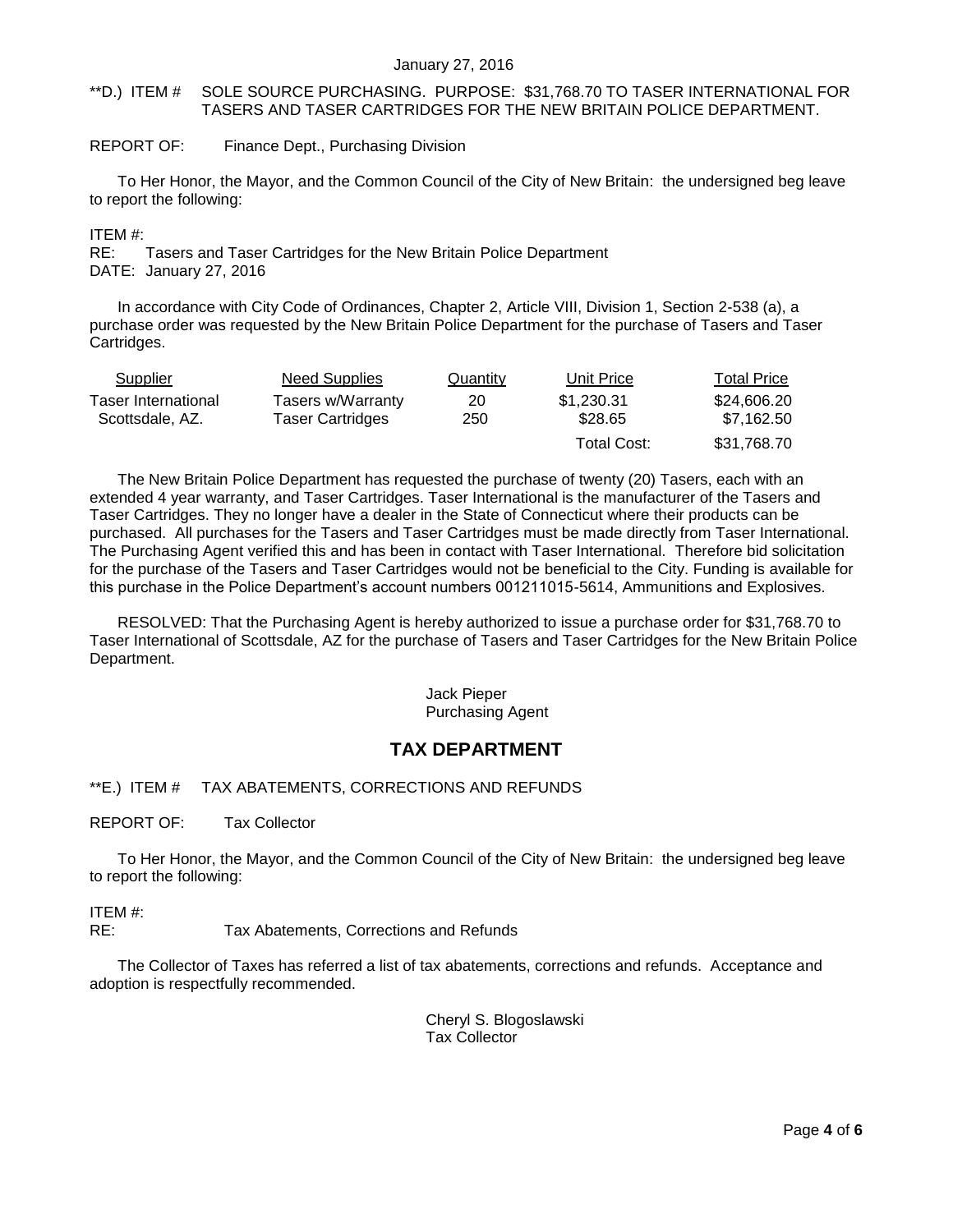January 27, 2016

**D.) ITEM # SOLE SOURCE PURCHASING. PURPOSE: $31,768.70 TO TASER INTERNATIONAL FOR TASERS AND TASER CARTRIDGES FOR THE NEW BRITAIN POLICE DEPARTMENT.

REPORT OF: Finance Dept., Purchasing Division

To Her Honor, the Mayor, and the Common Council of the City of New Britain: the undersigned beg leave to report the following:

ITEM #:
RE: Tasers and Taser Cartridges for the New Britain Police Department
DATE: January 27, 2016

In accordance with City Code of Ordinances, Chapter 2, Article VIII, Division 1, Section 2-538 (a), a purchase order was requested by the New Britain Police Department for the purchase of Tasers and Taser Cartridges.

| Supplier | Need Supplies | Quantity | Unit Price | Total Price |
|---|---|---|---|---|
| Taser International | Tasers w/Warranty | 20 | $1,230.31 | $24,606.20 |
| Scottsdale, AZ. | Taser Cartridges | 250 | $28.65 | $7,162.50 |
| | | | Total Cost: | $31,768.70 |

The New Britain Police Department has requested the purchase of twenty (20) Tasers, each with an extended 4 year warranty, and Taser Cartridges. Taser International is the manufacturer of the Tasers and Taser Cartridges. They no longer have a dealer in the State of Connecticut where their products can be purchased. All purchases for the Tasers and Taser Cartridges must be made directly from Taser International. The Purchasing Agent verified this and has been in contact with Taser International. Therefore bid solicitation for the purchase of the Tasers and Taser Cartridges would not be beneficial to the City. Funding is available for this purchase in the Police Department's account numbers 001211015-5614, Ammunitions and Explosives.

RESOLVED: That the Purchasing Agent is hereby authorized to issue a purchase order for $31,768.70 to Taser International of Scottsdale, AZ for the purchase of Tasers and Taser Cartridges for the New Britain Police Department.

Jack Pieper
Purchasing Agent

## TAX DEPARTMENT

**E.) ITEM # TAX ABATEMENTS, CORRECTIONS AND REFUNDS

REPORT OF: Tax Collector

To Her Honor, the Mayor, and the Common Council of the City of New Britain: the undersigned beg leave to report the following:

ITEM #:
RE: Tax Abatements, Corrections and Refunds

The Collector of Taxes has referred a list of tax abatements, corrections and refunds. Acceptance and adoption is respectfully recommended.

Cheryl S. Blogoslawski
Tax Collector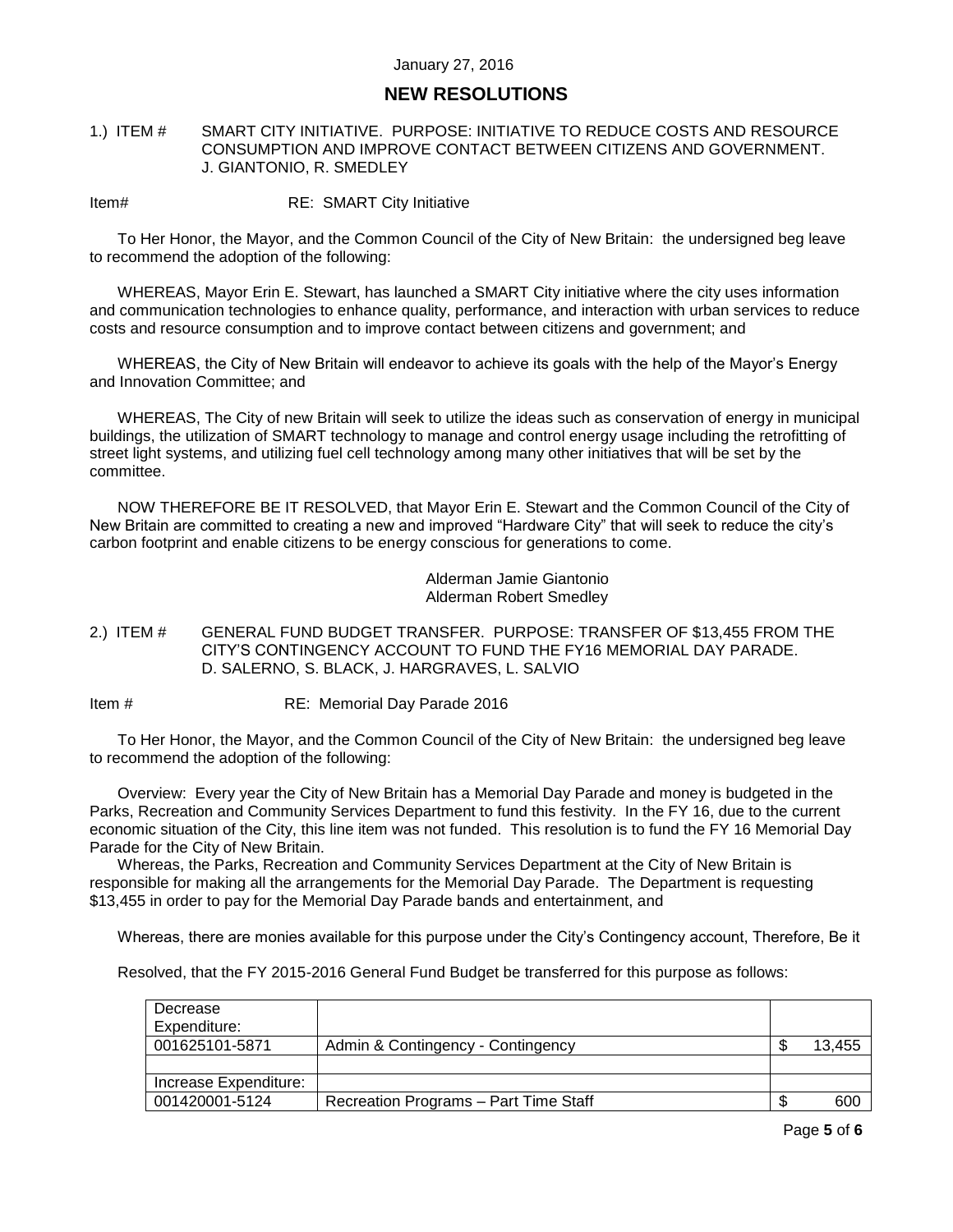January 27, 2016

# NEW RESOLUTIONS

1.) ITEM # SMART CITY INITIATIVE. PURPOSE: INITIATIVE TO REDUCE COSTS AND RESOURCE CONSUMPTION AND IMPROVE CONTACT BETWEEN CITIZENS AND GOVERNMENT. J. GIANTONIO, R. SMEDLEY

Item# RE: SMART City Initiative

To Her Honor, the Mayor, and the Common Council of the City of New Britain: the undersigned beg leave to recommend the adoption of the following:

WHEREAS, Mayor Erin E. Stewart, has launched a SMART City initiative where the city uses information and communication technologies to enhance quality, performance, and interaction with urban services to reduce costs and resource consumption and to improve contact between citizens and government; and

WHEREAS, the City of New Britain will endeavor to achieve its goals with the help of the Mayor's Energy and Innovation Committee; and

WHEREAS, The City of new Britain will seek to utilize the ideas such as conservation of energy in municipal buildings, the utilization of SMART technology to manage and control energy usage including the retrofitting of street light systems, and utilizing fuel cell technology among many other initiatives that will be set by the committee.

NOW THEREFORE BE IT RESOLVED, that Mayor Erin E. Stewart and the Common Council of the City of New Britain are committed to creating a new and improved "Hardware City" that will seek to reduce the city's carbon footprint and enable citizens to be energy conscious for generations to come.

Alderman Jamie Giantonio
Alderman Robert Smedley

2.) ITEM # GENERAL FUND BUDGET TRANSFER. PURPOSE: TRANSFER OF $13,455 FROM THE CITY'S CONTINGENCY ACCOUNT TO FUND THE FY16 MEMORIAL DAY PARADE. D. SALERNO, S. BLACK, J. HARGRAVES, L. SALVIO

Item # RE: Memorial Day Parade 2016

To Her Honor, the Mayor, and the Common Council of the City of New Britain: the undersigned beg leave to recommend the adoption of the following:

Overview: Every year the City of New Britain has a Memorial Day Parade and money is budgeted in the Parks, Recreation and Community Services Department to fund this festivity. In the FY 16, due to the current economic situation of the City, this line item was not funded. This resolution is to fund the FY 16 Memorial Day Parade for the City of New Britain.

Whereas, the Parks, Recreation and Community Services Department at the City of New Britain is responsible for making all the arrangements for the Memorial Day Parade. The Department is requesting $13,455 in order to pay for the Memorial Day Parade bands and entertainment, and

Whereas, there are monies available for this purpose under the City's Contingency account, Therefore, Be it

Resolved, that the FY 2015-2016 General Fund Budget be transferred for this purpose as follows:

| Decrease Expenditure: | | |
|---|---|---|
| 001625101-5871 | Admin & Contingency - Contingency | $ 13,455 |
| | | |
| Increase Expenditure: | | |
| 001420001-5124 | Recreation Programs – Part Time Staff | $ 600 |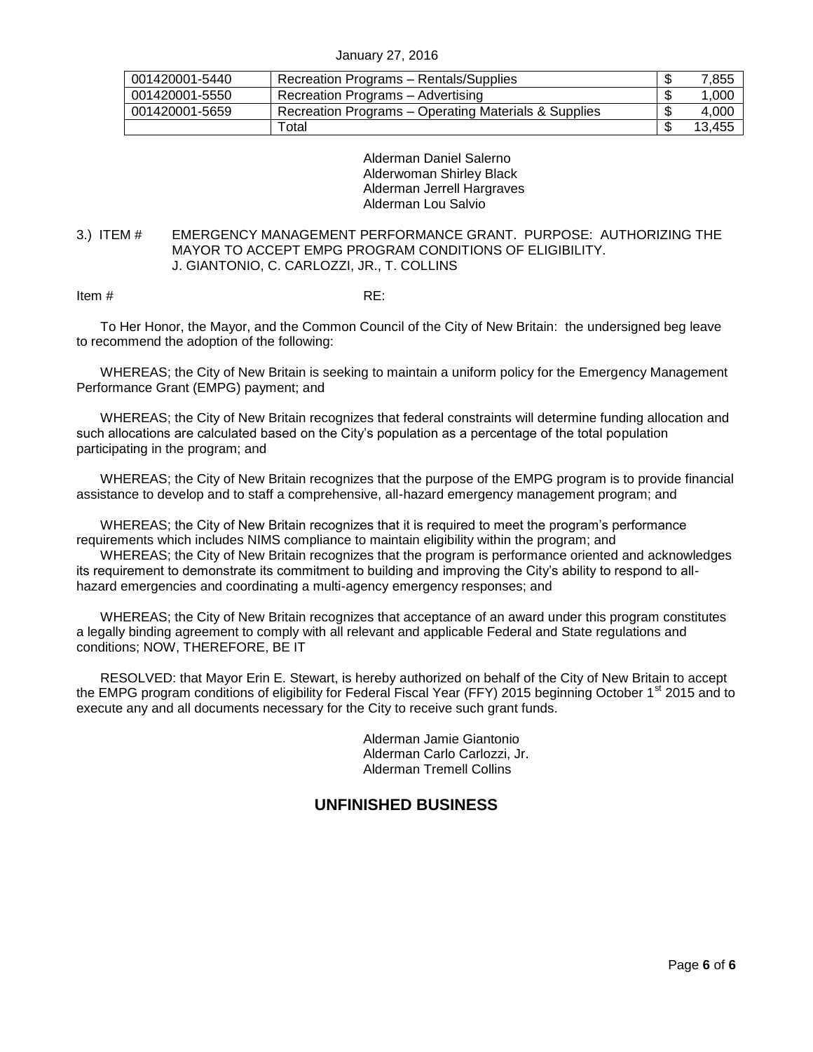| | | | |
|---|---|---|---|
| 001420001-5440 | Recreation Programs – Rentals/Supplies | $ | 7,855 |
| 001420001-5550 | Recreation Programs – Advertising | $ | 1,000 |
| 001420001-5659 | Recreation Programs – Operating Materials & Supplies | $ | 4,000 |
| | Total | $ | 13,455 |

Alderman Daniel Salerno
Alderwoman Shirley Black
Alderman Jerrell Hargraves
Alderman Lou Salvio

3.) ITEM # EMERGENCY MANAGEMENT PERFORMANCE GRANT. PURPOSE: AUTHORIZING THE MAYOR TO ACCEPT EMPG PROGRAM CONDITIONS OF ELIGIBILITY.
J. GIANTONIO, C. CARLOZZI, JR., T. COLLINS

Item # RE:

To Her Honor, the Mayor, and the Common Council of the City of New Britain: the undersigned beg leave to recommend the adoption of the following:

WHEREAS; the City of New Britain is seeking to maintain a uniform policy for the Emergency Management Performance Grant (EMPG) payment; and

WHEREAS; the City of New Britain recognizes that federal constraints will determine funding allocation and such allocations are calculated based on the City's population as a percentage of the total population participating in the program; and

WHEREAS; the City of New Britain recognizes that the purpose of the EMPG program is to provide financial assistance to develop and to staff a comprehensive, all-hazard emergency management program; and

WHEREAS; the City of New Britain recognizes that it is required to meet the program's performance requirements which includes NIMS compliance to maintain eligibility within the program; and

WHEREAS; the City of New Britain recognizes that the program is performance oriented and acknowledges its requirement to demonstrate its commitment to building and improving the City's ability to respond to all-hazard emergencies and coordinating a multi-agency emergency responses; and

WHEREAS; the City of New Britain recognizes that acceptance of an award under this program constitutes a legally binding agreement to comply with all relevant and applicable Federal and State regulations and conditions; NOW, THEREFORE, BE IT

RESOLVED: that Mayor Erin E. Stewart, is hereby authorized on behalf of the City of New Britain to accept the EMPG program conditions of eligibility for Federal Fiscal Year (FFY) 2015 beginning October 1st 2015 and to execute any and all documents necessary for the City to receive such grant funds.

Alderman Jamie Giantonio
Alderman Carlo Carlozzi, Jr.
Alderman Tremell Collins

## UNFINISHED BUSINESS